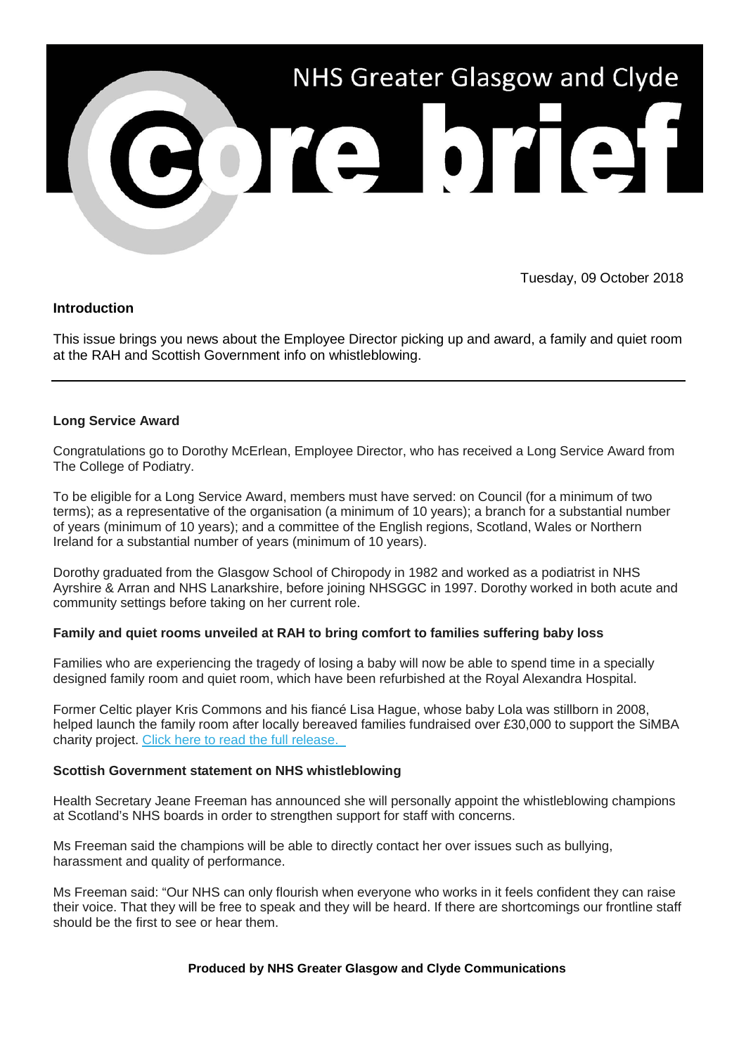# NHS Greater Glasgow and Clyde

# core brief

Tuesday, 09 October 2018

**Introduction**

This issue brings you news about the Employee Director picking up and award, a family and quiet room at the RAH and Scottish Government info on whistleblowing.

---

**Long Service Award**

Congratulations go to Dorothy McErlean, Employee Director, who has received a Long Service Award from The College of Podiatry.

To be eligible for a Long Service Award, members must have served: on Council (for a minimum of two terms); as a representative of the organisation (a minimum of 10 years); a branch for a substantial number of years (minimum of 10 years); and a committee of the English regions, Scotland, Wales or Northern Ireland for a substantial number of years (minimum of 10 years).

Dorothy graduated from the Glasgow School of Chiropody in 1982 and worked as a podiatrist in NHS Ayrshire & Arran and NHS Lanarkshire, before joining NHSGGC in 1997. Dorothy worked in both acute and community settings before taking on her current role.

**Family and quiet rooms unveiled at RAH to bring comfort to families suffering baby loss**

Families who are experiencing the tragedy of losing a baby will now be able to spend time in a specially designed family room and quiet room, which have been refurbished at the Royal Alexandra Hospital.

Former Celtic player Kris Commons and his fiancé Lisa Hague, whose baby Lola was stillborn in 2008, helped launch the family room after locally bereaved families fundraised over £30,000 to support the SiMBA charity project. Click here to read the full release.

**Scottish Government statement on NHS whistleblowing**

Health Secretary Jeane Freeman has announced she will personally appoint the whistleblowing champions at Scotland's NHS boards in order to strengthen support for staff with concerns.

Ms Freeman said the champions will be able to directly contact her over issues such as bullying, harassment and quality of performance.

Ms Freeman said: "Our NHS can only flourish when everyone who works in it feels confident they can raise their voice. That they will be free to speak and they will be heard. If there are shortcomings our frontline staff should be the first to see or hear them.

**Produced by NHS Greater Glasgow and Clyde Communications**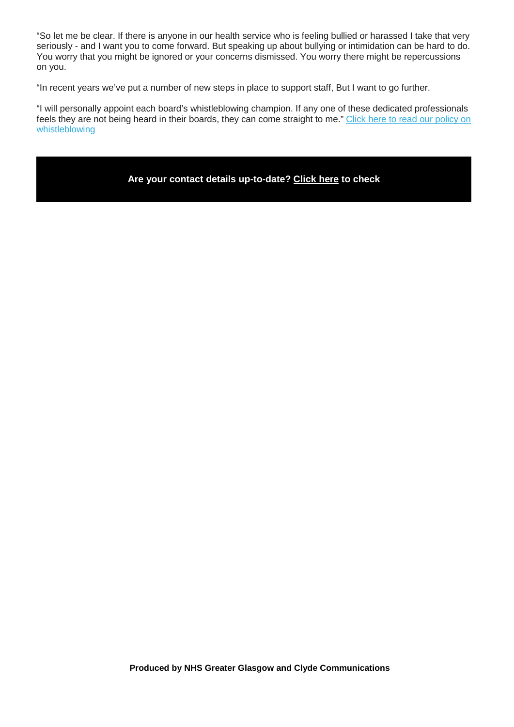"So let me be clear. If there is anyone in our health service who is feeling bullied or harassed I take that very seriously - and I want you to come forward. But speaking up about bullying or intimidation can be hard to do. You worry that you might be ignored or your concerns dismissed. You worry there might be repercussions on you.

"In recent years we've put a number of new steps in place to support staff, But I want to go further.

"I will personally appoint each board's whistleblowing champion. If any one of these dedicated professionals feels they are not being heard in their boards, they can come straight to me." Click here to read our policy on whistleblowing

**Are your contact details up-to-date? Click here to check**

**Produced by NHS Greater Glasgow and Clyde Communications**